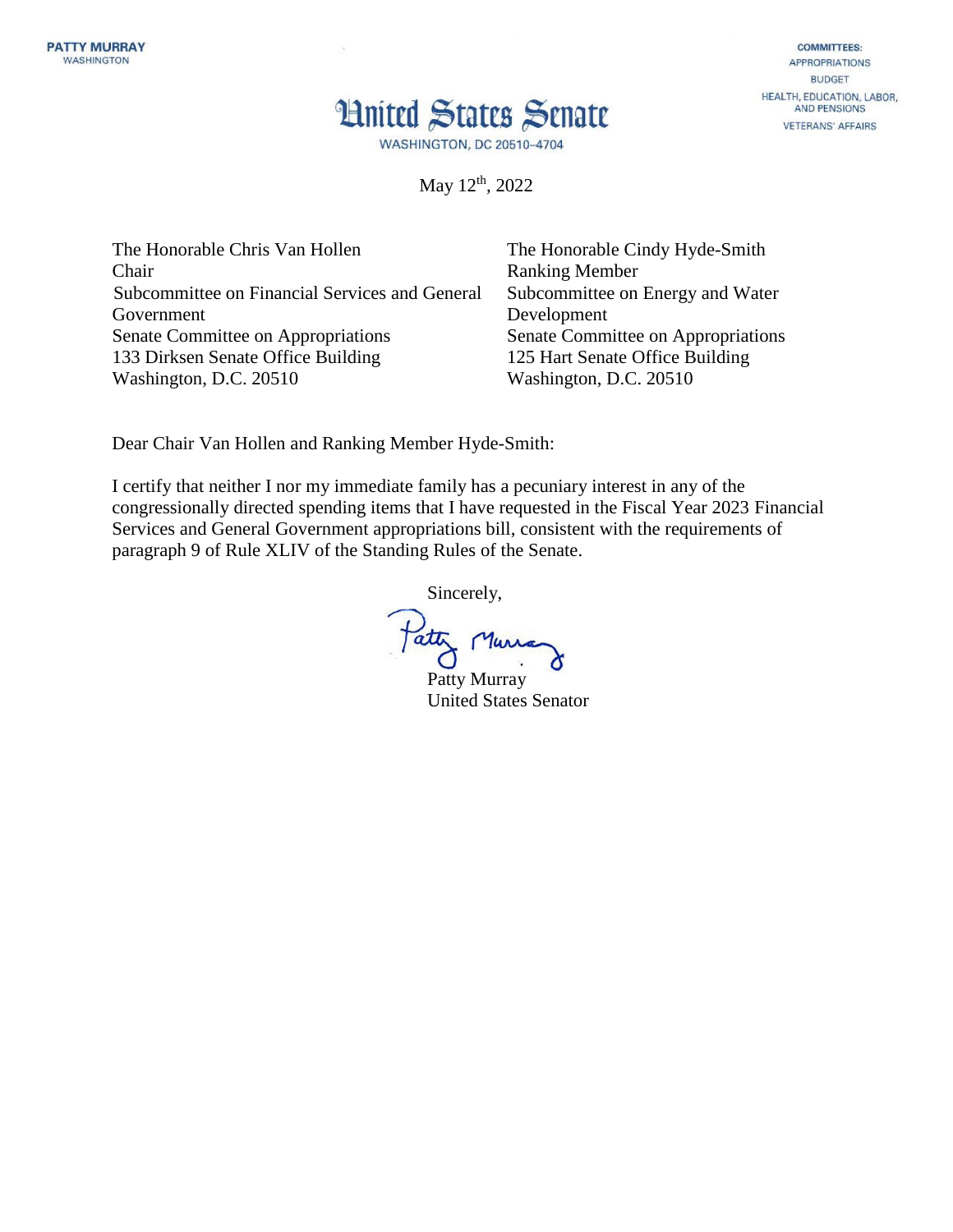PATTY MURRAY
WASHINGTON

COMMITTEES:
APPROPRIATIONS
BUDGET
HEALTH, EDUCATION, LABOR, AND PENSIONS
VETERANS' AFFAIRS

# United States Senate

WASHINGTON, DC 20510–4704

May 12th, 2022

The Honorable Chris Van Hollen
Chair
Subcommittee on Financial Services and General Government
Senate Committee on Appropriations
133 Dirksen Senate Office Building
Washington, D.C. 20510

The Honorable Cindy Hyde-Smith
Ranking Member
Subcommittee on Energy and Water Development
Senate Committee on Appropriations
125 Hart Senate Office Building
Washington, D.C. 20510

Dear Chair Van Hollen and Ranking Member Hyde-Smith:

I certify that neither I nor my immediate family has a pecuniary interest in any of the congressionally directed spending items that I have requested in the Fiscal Year 2023 Financial Services and General Government appropriations bill, consistent with the requirements of paragraph 9 of Rule XLIV of the Standing Rules of the Senate.

Sincerely,

Patty Murray
United States Senator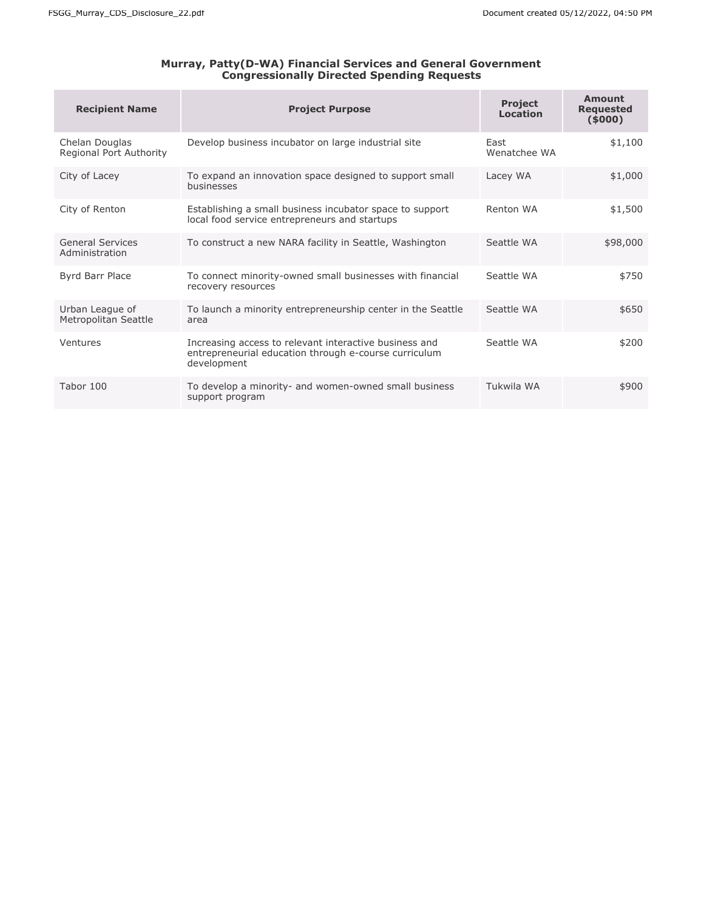**Murray, Patty(D-WA) Financial Services and General Government Congressionally Directed Spending Requests**

| Recipient Name | Project Purpose | Project Location | Amount Requested ($000) |
|---|---|---|---|
| Chelan Douglas Regional Port Authority | Develop business incubator on large industrial site | East Wenatchee WA | $1,100 |
| City of Lacey | To expand an innovation space designed to support small businesses | Lacey WA | $1,000 |
| City of Renton | Establishing a small business incubator space to support local food service entrepreneurs and startups | Renton WA | $1,500 |
| General Services Administration | To construct a new NARA facility in Seattle, Washington | Seattle WA | $98,000 |
| Byrd Barr Place | To connect minority-owned small businesses with financial recovery resources | Seattle WA | $750 |
| Urban League of Metropolitan Seattle | To launch a minority entrepreneurship center in the Seattle area | Seattle WA | $650 |
| Ventures | Increasing access to relevant interactive business and entrepreneurial education through e-course curriculum development | Seattle WA | $200 |
| Tabor 100 | To develop a minority- and women-owned small business support program | Tukwila WA | $900 |